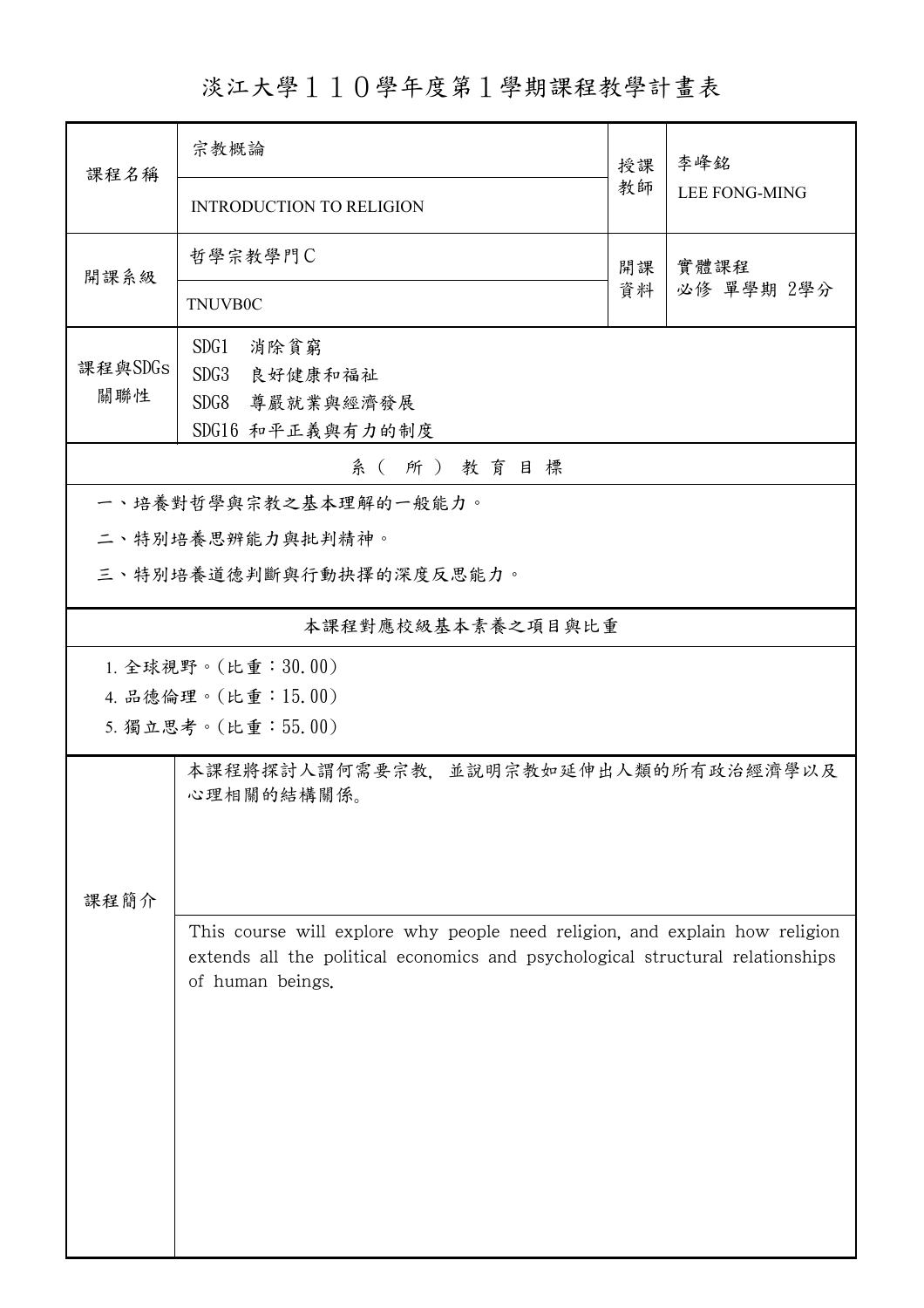# 淡江大學１１０學年度第１學期課程教學計畫表

| 課程名稱 | 宗教概論<br>INTRODUCTION TO RELIGION | 授課教師 | 李峰銘<br>LEE FONG-MING |
|---|---|---|---|
| 開課系級 | 哲學宗教學門C<br>TNUVB0C | 開課資料 | 實體課程<br>必修 單學期 2學分 |
| 課程與SDGs關聯性 | SDG1　消除貧窮<br>SDG3　良好健康和福祉<br>SDG8　尊嚴就業與經濟發展<br>SDG16 和平正義與有力的制度 | | |

## 系（所）教育目標

一、培養對哲學與宗教之基本理解的一般能力。

二、特別培養思辨能力與批判精神。

三、特別培養道德判斷與行動抉擇的深度反思能力。

## 本課程對應校級基本素養之項目與比重

1. 全球視野。(比重：30.00)
4. 品德倫理。(比重：15.00)
5. 獨立思考。(比重：55.00)

## 課程簡介

本課程將探討人謂何需要宗教，並說明宗教如延伸出人類的所有政治經濟學以及心理相關的結構關係。

This course will explore why people need religion, and explain how religion extends all the political economics and psychological structural relationships of human beings.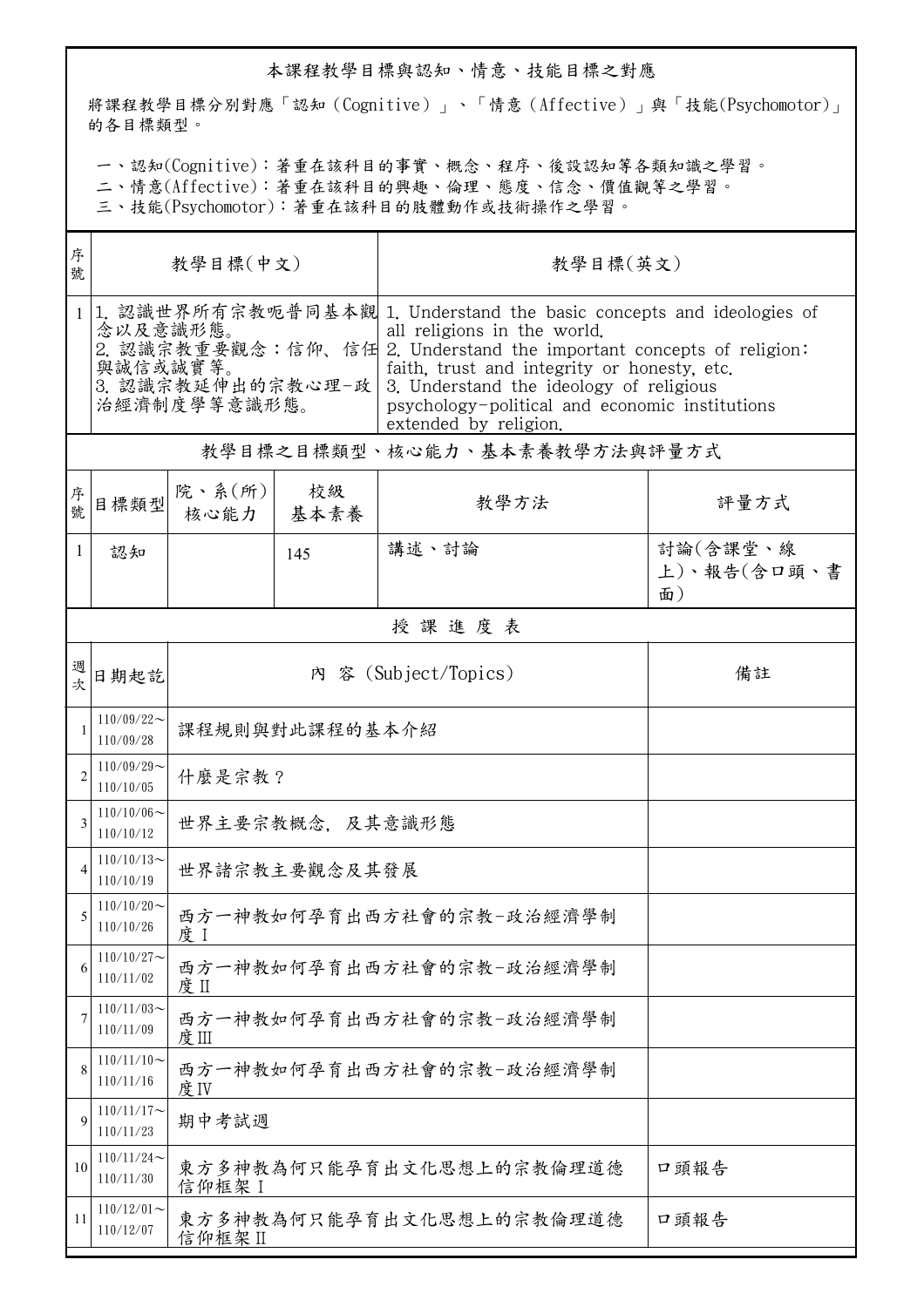## 本課程教學目標與認知、情意、技能目標之對應

將課程教學目標分別對應「認知（Cognitive）」、「情意（Affective）」與「技能(Psychomotor)」的各目標類型。

一、認知(Cognitive)：著重在該科目的事實、概念、程序、後設認知等各類知識之學習。
二、情意(Affective)：著重在該科目的興趣、倫理、態度、信念、價值觀等之學習。
三、技能(Psychomotor)：著重在該科目的肢體動作或技術操作之學習。

| 序號 | 教學目標(中文) | 教學目標(英文) |
|---|---|---|
| 1 | 1. 認識世界所有宗教啞普同基本觀念以及意識形態。<br>2. 認識宗教重要觀念：信仰、信任與誠信或誠實等。<br>3. 認識宗教延伸出的宗教心理-政治經濟制度學等意識形態。 | 1. Understand the basic concepts and ideologies of all religions in the world.<br>2. Understand the important concepts of religion: faith, trust and integrity or honesty, etc.<br>3. Understand the ideology of religious psychology-political and economic institutions extended by religion. |

## 教學目標之目標類型、核心能力、基本素養教學方法與評量方式

| 序號 | 目標類型 | 院、系(所)核心能力 | 校級基本素養 | 教學方法 | 評量方式 |
|---|---|---|---|---|---|
| 1 | 認知 | | 145 | 講述、討論 | 討論(含課堂、線上)、報告(含口頭、書面) |

## 授課進度表

| 週次 | 日期起訖 | 內容（Subject/Topics） | 備註 |
|---|---|---|---|
| 1 | 110/09/22～110/09/28 | 課程規則與對此課程的基本介紹 | |
| 2 | 110/09/29～110/10/05 | 什麼是宗教？ | |
| 3 | 110/10/06～110/10/12 | 世界主要宗教概念，及其意識形態 | |
| 4 | 110/10/13～110/10/19 | 世界諸宗教主要觀念及其發展 | |
| 5 | 110/10/20～110/10/26 | 西方一神教如何孕育出西方社會的宗教-政治經濟學制度Ⅰ | |
| 6 | 110/10/27～110/11/02 | 西方一神教如何孕育出西方社會的宗教-政治經濟學制度Ⅱ | |
| 7 | 110/11/03～110/11/09 | 西方一神教如何孕育出西方社會的宗教-政治經濟學制度Ⅲ | |
| 8 | 110/11/10～110/11/16 | 西方一神教如何孕育出西方社會的宗教-政治經濟學制度Ⅳ | |
| 9 | 110/11/17～110/11/23 | 期中考試週 | |
| 10 | 110/11/24～110/11/30 | 東方多神教為何只能孕育出文化思想上的宗教倫理道德信仰框架Ⅰ | 口頭報告 |
| 11 | 110/12/01～110/12/07 | 東方多神教為何只能孕育出文化思想上的宗教倫理道德信仰框架Ⅱ | 口頭報告 |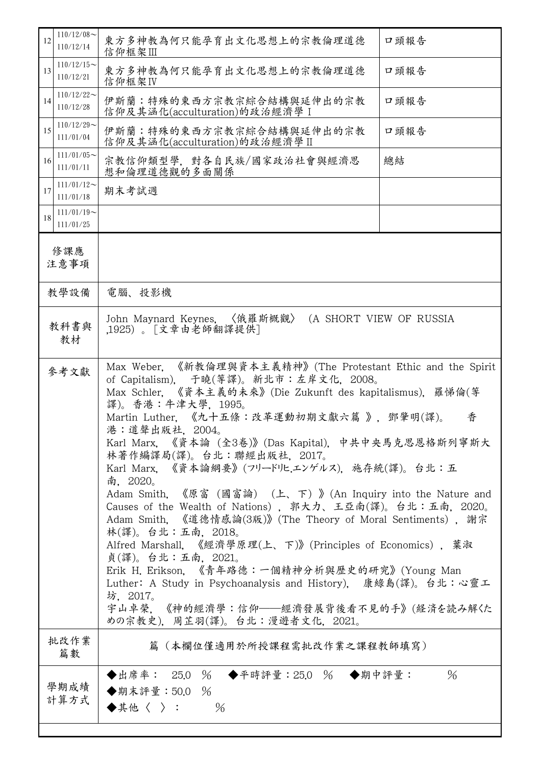| | | | |
|---|---|---|---|
| 12 | 110/12/08～110/12/14 | 東方多神教為何只能孕育出文化思想上的宗教倫理道德信仰框架III | 口頭報告 |
| 13 | 110/12/15～110/12/21 | 東方多神教為何只能孕育出文化思想上的宗教倫理道德信仰框架IV | 口頭報告 |
| 14 | 110/12/22～110/12/28 | 伊斯蘭：特殊的東西方宗教宗綜合結構與延伸出的宗教信仰及其涵化(acculturation)的政治經濟學 I | 口頭報告 |
| 15 | 110/12/29～111/01/04 | 伊斯蘭：特殊的東西方宗教宗綜合結構與延伸出的宗教信仰及其涵化(acculturation)的政治經濟學 II | 口頭報告 |
| 16 | 111/01/05～111/01/11 | 宗教信仰類型學，對各自民族/國家政治社會與經濟思想和倫理道德觀的多面關係 | 總結 |
| 17 | 111/01/12～111/01/18 | 期末考試週 | |
| 18 | 111/01/19～111/01/25 | | |

| | |
|---|---|
| 修課應注意事項 | |
| 教學設備 | 電腦、投影機 |
| 教科書與教材 | John Maynard Keynes, 〈俄羅斯概觀〉 (A SHORT VIEW OF RUSSIA ,1925) 。[文章由老師翻譯提供] |
| 參考文獻 | Max Weber, 《新教倫理與資本主義精神》(The Protestant Ethic and the Spirit of Capitalism), 于曉(等譯)。新北市：左岸文化, 2008。<br>Max Schler, 《資本主義的未來》(Die Zukunft des kapitalismus), 羅悌倫(等譯)。香港：牛津大學, 1995。<br>Martin Luther, 《九十五條：改革運動初期文獻六篇 》, 鄧肇明(譯)。 香港：道聲出版社, 2004。<br>Karl Marx, 《資本論 (全3卷)》(Das Kapital), 中共中央馬克思恩格斯列寧斯大林著作編譯局(譯)。台北：聯經出版社, 2017。<br>Karl Marx, 《資本論綱要》(フリードリヒ.エンゲルス), 施存統(譯)。台北：五南, 2020。<br>Adam Smith, 《原富 (國富論) (上、下) 》(An Inquiry into the Nature and Causes of the Wealth of Nations) , 郭大力、王亞南(譯)。台北：五南, 2020。<br>Adam Smith, 《道德情感論(3版)》(The Theory of Moral Sentiments) , 謝宗林(譯)。台北：五南, 2018。<br>Alfred Marshall, 《經濟學原理(上、下)》(Principles of Economics) , 葉淑貞(譯)。台北：五南, 2021。<br>Erik H. Erikson, 《青年路德：一個精神分析與歷史的研究》(Young Man Luther: A Study in Psychoanalysis and History), 康綠島(譯)。台北：心靈工坊, 2017。<br>宇山卓榮, 《神的經濟學：信仰——經濟發展背後看不見的手》(経済を読み解くための宗教史), 周芷羽(譯)。台北：漫遊者文化, 2021。 |
| 批改作業篇數 | 篇（本欄位僅適用於所授課程需批改作業之課程教師填寫） |
| 學期成績計算方式 | ◆出席率： 25.0 % ◆平時評量：25.0 % ◆期中評量： %<br>◆期末評量：50.0 %<br>◆其他〈 〉： % |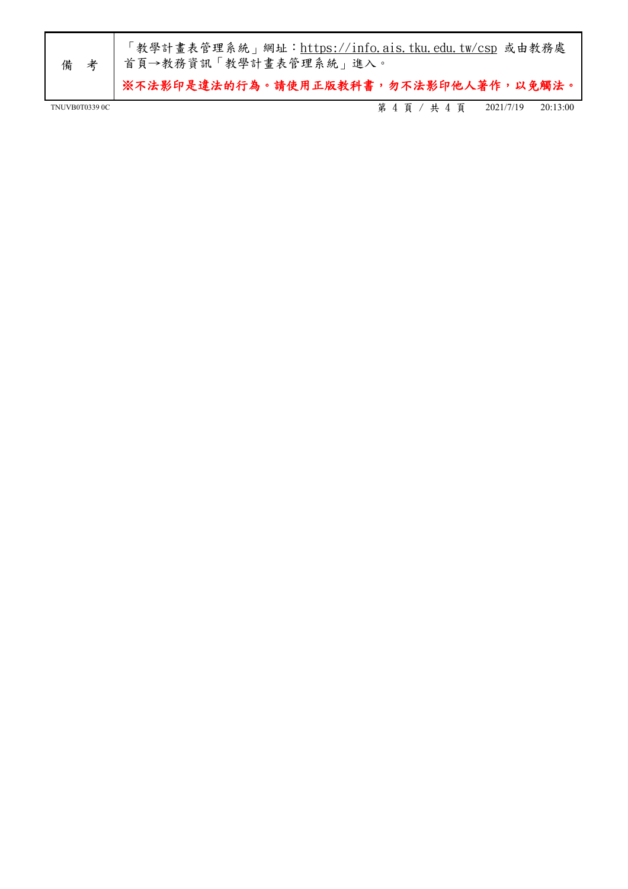| | |
|---|---|
| 備　考 | 「教學計畫表管理系統」網址：https://info.ais.tku.edu.tw/csp 或由教務處首頁→教務資訊「教學計畫表管理系統」進入。<br>**※不法影印是違法的行為。請使用正版教科書，勿不法影印他人著作，以免觸法。** |

TNUVB0T0339 0C